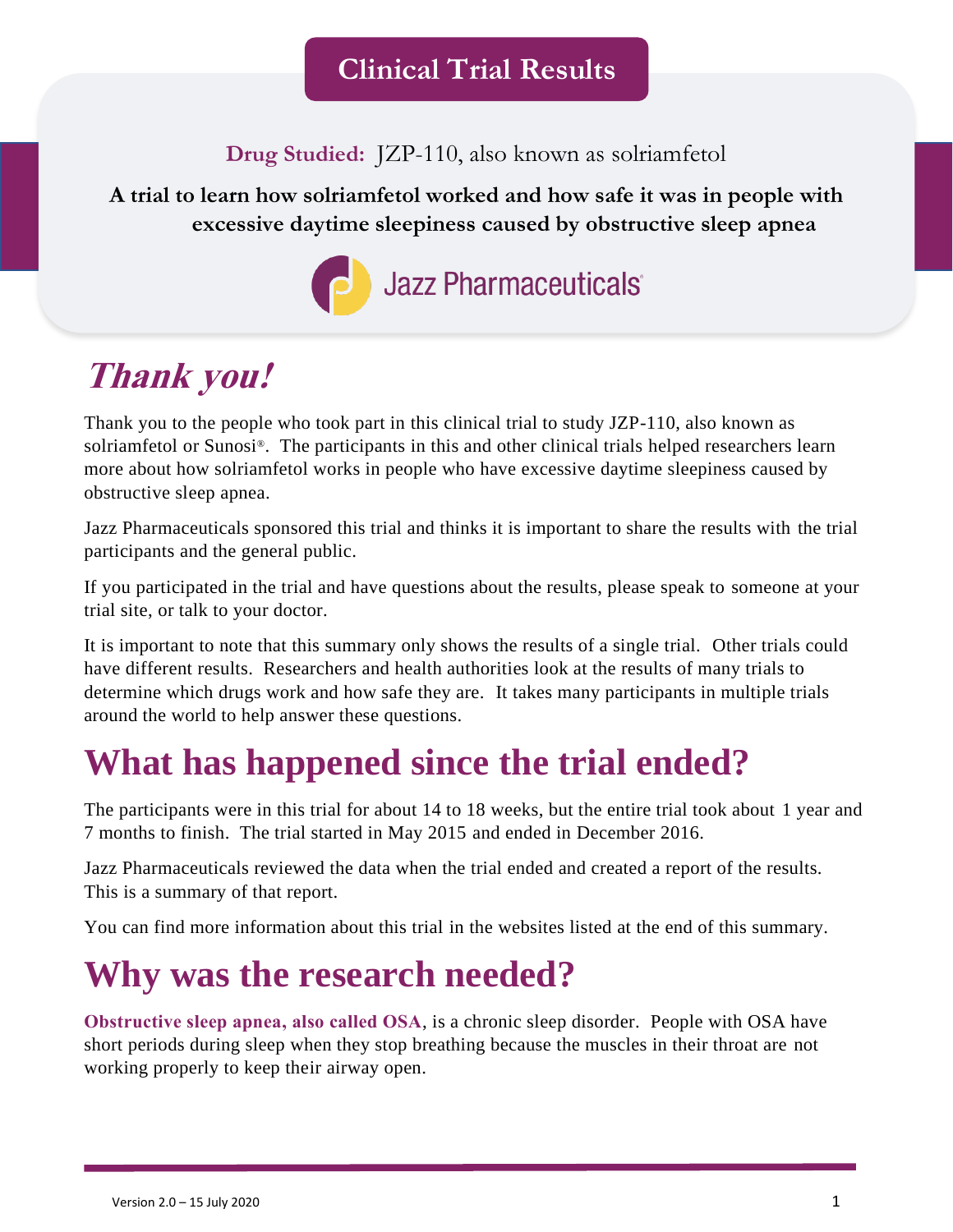# Clinical Trial Results

**Drug Studied:** JZP-110, also known as solriamfetol

**A trial to learn how solriamfetol worked and how safe it was in people with excessive daytime sleepiness caused by obstructive sleep apnea**

Jazz Pharmaceuticals®

## *Thank you!*

Thank you to the people who took part in this clinical trial to study JZP-110, also known as solriamfetol or Sunosi®. The participants in this and other clinical trials helped researchers learn more about how solriamfetol works in people who have excessive daytime sleepiness caused by obstructive sleep apnea.

Jazz Pharmaceuticals sponsored this trial and thinks it is important to share the results with the trial participants and the general public.

If you participated in the trial and have questions about the results, please speak to someone at your trial site, or talk to your doctor.

It is important to note that this summary only shows the results of a single trial. Other trials could have different results. Researchers and health authorities look at the results of many trials to determine which drugs work and how safe they are. It takes many participants in multiple trials around the world to help answer these questions.

## What has happened since the trial ended?

The participants were in this trial for about 14 to 18 weeks, but the entire trial took about 1 year and 7 months to finish. The trial started in May 2015 and ended in December 2016.

Jazz Pharmaceuticals reviewed the data when the trial ended and created a report of the results. This is a summary of that report.

You can find more information about this trial in the websites listed at the end of this summary.

## Why was the research needed?

**Obstructive sleep apnea, also called OSA**, is a chronic sleep disorder. People with OSA have short periods during sleep when they stop breathing because the muscles in their throat are not working properly to keep their airway open.

Version 2.0 – 15 July 2020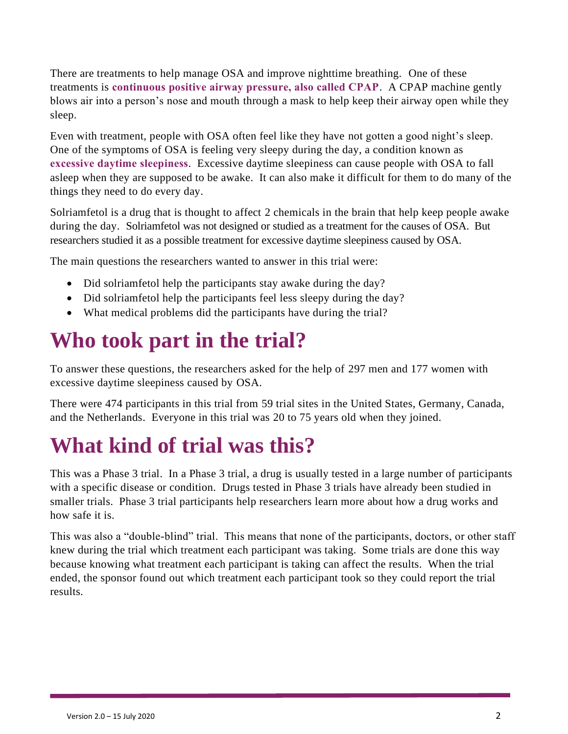There are treatments to help manage OSA and improve nighttime breathing. One of these treatments is **continuous positive airway pressure, also called CPAP**. A CPAP machine gently blows air into a person's nose and mouth through a mask to help keep their airway open while they sleep.

Even with treatment, people with OSA often feel like they have not gotten a good night's sleep. One of the symptoms of OSA is feeling very sleepy during the day, a condition known as **excessive daytime sleepiness**. Excessive daytime sleepiness can cause people with OSA to fall asleep when they are supposed to be awake. It can also make it difficult for them to do many of the things they need to do every day.

Solriamfetol is a drug that is thought to affect 2 chemicals in the brain that help keep people awake during the day. Solriamfetol was not designed or studied as a treatment for the causes of OSA. But researchers studied it as a possible treatment for excessive daytime sleepiness caused by OSA.

The main questions the researchers wanted to answer in this trial were:

- Did solriamfetol help the participants stay awake during the day?
- Did solriamfetol help the participants feel less sleepy during the day?
- What medical problems did the participants have during the trial?

# Who took part in the trial?

To answer these questions, the researchers asked for the help of 297 men and 177 women with excessive daytime sleepiness caused by OSA.

There were 474 participants in this trial from 59 trial sites in the United States, Germany, Canada, and the Netherlands. Everyone in this trial was 20 to 75 years old when they joined.

# What kind of trial was this?

This was a Phase 3 trial. In a Phase 3 trial, a drug is usually tested in a large number of participants with a specific disease or condition. Drugs tested in Phase 3 trials have already been studied in smaller trials. Phase 3 trial participants help researchers learn more about how a drug works and how safe it is.

This was also a "double-blind" trial. This means that none of the participants, doctors, or other staff knew during the trial which treatment each participant was taking. Some trials are done this way because knowing what treatment each participant is taking can affect the results. When the trial ended, the sponsor found out which treatment each participant took so they could report the trial results.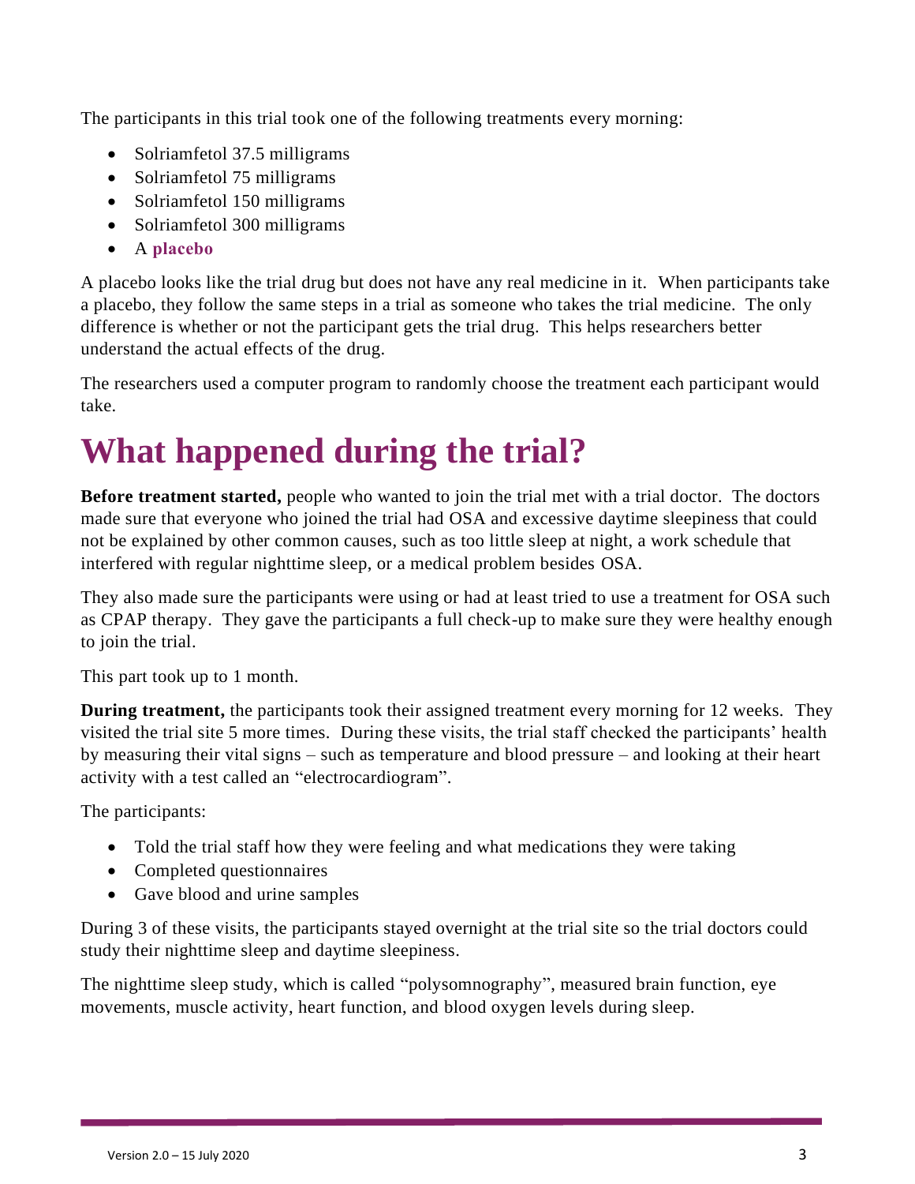The participants in this trial took one of the following treatments every morning:

- Solriamfetol 37.5 milligrams
- Solriamfetol 75 milligrams
- Solriamfetol 150 milligrams
- Solriamfetol 300 milligrams
- A **placebo**

A placebo looks like the trial drug but does not have any real medicine in it. When participants take a placebo, they follow the same steps in a trial as someone who takes the trial medicine. The only difference is whether or not the participant gets the trial drug. This helps researchers better understand the actual effects of the drug.

The researchers used a computer program to randomly choose the treatment each participant would take.

# What happened during the trial?

**Before treatment started,** people who wanted to join the trial met with a trial doctor. The doctors made sure that everyone who joined the trial had OSA and excessive daytime sleepiness that could not be explained by other common causes, such as too little sleep at night, a work schedule that interfered with regular nighttime sleep, or a medical problem besides OSA.

They also made sure the participants were using or had at least tried to use a treatment for OSA such as CPAP therapy. They gave the participants a full check-up to make sure they were healthy enough to join the trial.

This part took up to 1 month.

**During treatment,** the participants took their assigned treatment every morning for 12 weeks. They visited the trial site 5 more times. During these visits, the trial staff checked the participants' health by measuring their vital signs – such as temperature and blood pressure – and looking at their heart activity with a test called an "electrocardiogram".

The participants:

- Told the trial staff how they were feeling and what medications they were taking
- Completed questionnaires
- Gave blood and urine samples

During 3 of these visits, the participants stayed overnight at the trial site so the trial doctors could study their nighttime sleep and daytime sleepiness.

The nighttime sleep study, which is called "polysomnography", measured brain function, eye movements, muscle activity, heart function, and blood oxygen levels during sleep.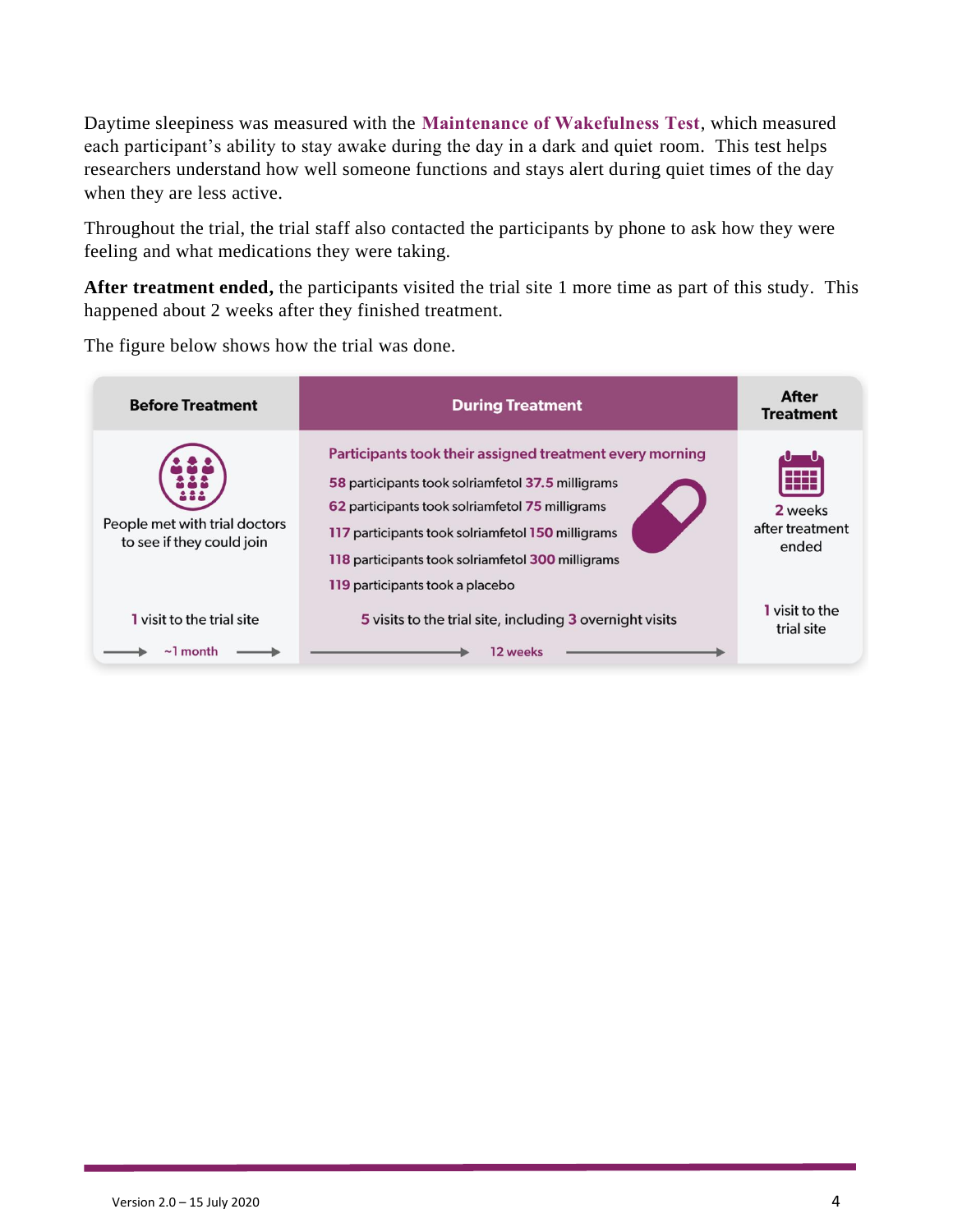Daytime sleepiness was measured with the **Maintenance of Wakefulness Test**, which measured each participant's ability to stay awake during the day in a dark and quiet room. This test helps researchers understand how well someone functions and stays alert during quiet times of the day when they are less active.

Throughout the trial, the trial staff also contacted the participants by phone to ask how they were feeling and what medications they were taking.

**After treatment ended,** the participants visited the trial site 1 more time as part of this study. This happened about 2 weeks after they finished treatment.

The figure below shows how the trial was done.

| Before Treatment | During Treatment | After Treatment |
|---|---|---|
| People met with trial doctors to see if they could join | **Participants took their assigned treatment every morning**<br>58 participants took solriamfetol 37.5 milligrams<br>62 participants took solriamfetol 75 milligrams<br>117 participants took solriamfetol 150 milligrams<br>118 participants took solriamfetol 300 milligrams<br>119 participants took a placebo | 2 weeks after treatment ended |
| 1 visit to the trial site | 5 visits to the trial site, including 3 overnight visits | 1 visit to the trial site |
| ~1 month | 12 weeks | |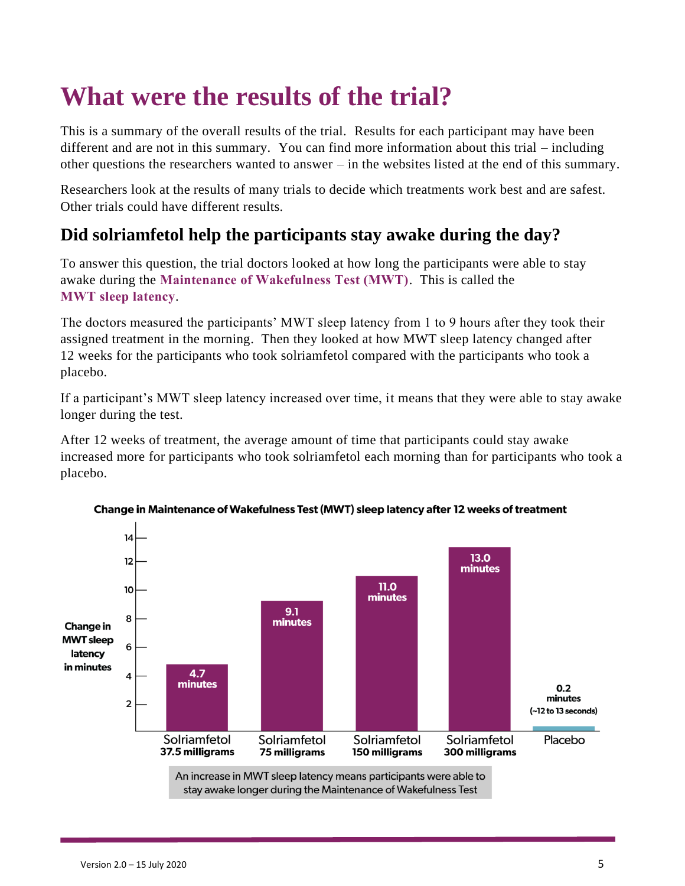# What were the results of the trial?

This is a summary of the overall results of the trial. Results for each participant may have been different and are not in this summary. You can find more information about this trial – including other questions the researchers wanted to answer – in the websites listed at the end of this summary.

Researchers look at the results of many trials to decide which treatments work best and are safest. Other trials could have different results.

## Did solriamfetol help the participants stay awake during the day?

To answer this question, the trial doctors looked at how long the participants were able to stay awake during the **Maintenance of Wakefulness Test (MWT)**. This is called the **MWT sleep latency**.

The doctors measured the participants' MWT sleep latency from 1 to 9 hours after they took their assigned treatment in the morning. Then they looked at how MWT sleep latency changed after 12 weeks for the participants who took solriamfetol compared with the participants who took a placebo.

If a participant's MWT sleep latency increased over time, it means that they were able to stay awake longer during the test.

After 12 weeks of treatment, the average amount of time that participants could stay awake increased more for participants who took solriamfetol each morning than for participants who took a placebo.

**Change in Maintenance of Wakefulness Test (MWT) sleep latency after 12 weeks of treatment**

| Treatment | Change in MWT sleep latency in minutes |
|---|---|
| Solriamfetol 37.5 milligrams | 4.7 minutes |
| Solriamfetol 75 milligrams | 9.1 minutes |
| Solriamfetol 150 milligrams | 11.0 minutes |
| Solriamfetol 300 milligrams | 13.0 minutes |
| Placebo | 0.2 minutes (~12 to 13 seconds) |

An increase in MWT sleep latency means participants were able to stay awake longer during the Maintenance of Wakefulness Test

Version 2.0 – 15 July 2020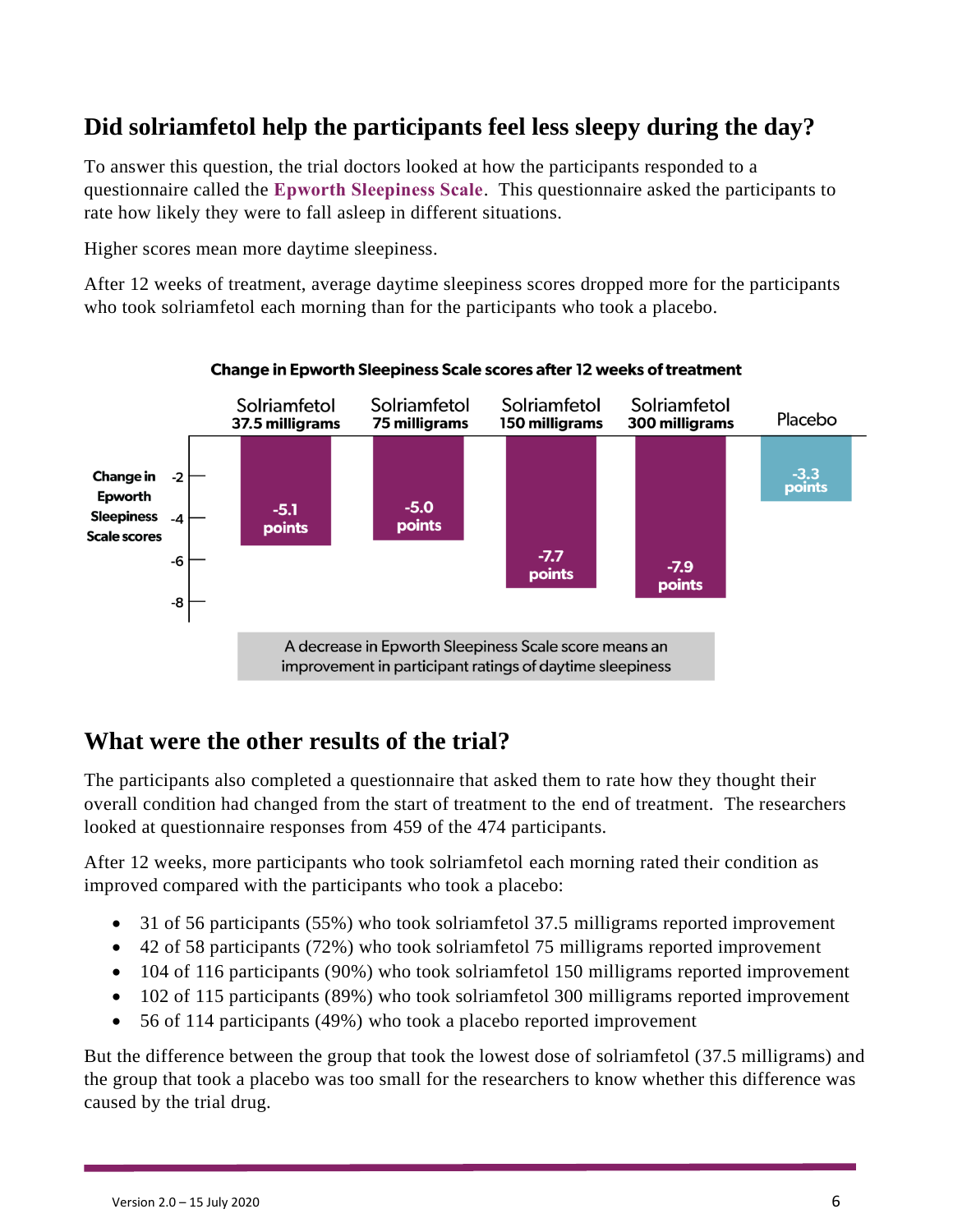## Did solriamfetol help the participants feel less sleepy during the day?

To answer this question, the trial doctors looked at how the participants responded to a questionnaire called the **Epworth Sleepiness Scale**. This questionnaire asked the participants to rate how likely they were to fall asleep in different situations.

Higher scores mean more daytime sleepiness.

After 12 weeks of treatment, average daytime sleepiness scores dropped more for the participants who took solriamfetol each morning than for the participants who took a placebo.

**Change in Epworth Sleepiness Scale scores after 12 weeks of treatment**

| | Solriamfetol 37.5 milligrams | Solriamfetol 75 milligrams | Solriamfetol 150 milligrams | Solriamfetol 300 milligrams | Placebo |
|---|---|---|---|---|---|
| Change in Epworth Sleepiness Scale scores | -5.1 points | -5.0 points | -7.7 points | -7.9 points | -3.3 points |

A decrease in Epworth Sleepiness Scale score means an improvement in participant ratings of daytime sleepiness

## What were the other results of the trial?

The participants also completed a questionnaire that asked them to rate how they thought their overall condition had changed from the start of treatment to the end of treatment. The researchers looked at questionnaire responses from 459 of the 474 participants.

After 12 weeks, more participants who took solriamfetol each morning rated their condition as improved compared with the participants who took a placebo:

- 31 of 56 participants (55%) who took solriamfetol 37.5 milligrams reported improvement
- 42 of 58 participants (72%) who took solriamfetol 75 milligrams reported improvement
- 104 of 116 participants (90%) who took solriamfetol 150 milligrams reported improvement
- 102 of 115 participants (89%) who took solriamfetol 300 milligrams reported improvement
- 56 of 114 participants (49%) who took a placebo reported improvement

But the difference between the group that took the lowest dose of solriamfetol (37.5 milligrams) and the group that took a placebo was too small for the researchers to know whether this difference was caused by the trial drug.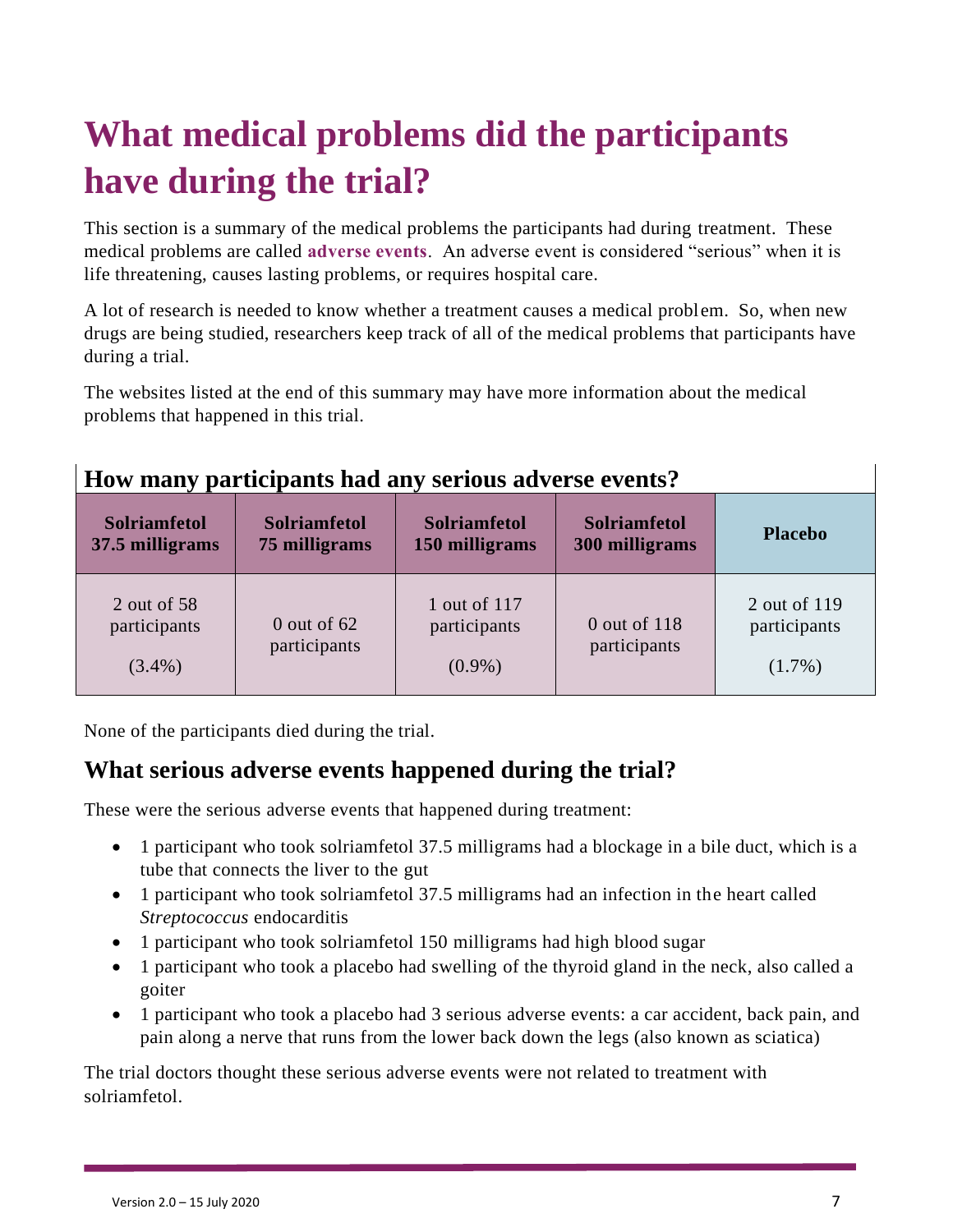# What medical problems did the participants have during the trial?

This section is a summary of the medical problems the participants had during treatment. These medical problems are called **adverse events**. An adverse event is considered "serious" when it is life threatening, causes lasting problems, or requires hospital care.

A lot of research is needed to know whether a treatment causes a medical problem. So, when new drugs are being studied, researchers keep track of all of the medical problems that participants have during a trial.

The websites listed at the end of this summary may have more information about the medical problems that happened in this trial.

## How many participants had any serious adverse events?

| Solriamfetol 37.5 milligrams | Solriamfetol 75 milligrams | Solriamfetol 150 milligrams | Solriamfetol 300 milligrams | Placebo |
|---|---|---|---|---|
| 2 out of 58 participants (3.4%) | 0 out of 62 participants | 1 out of 117 participants (0.9%) | 0 out of 118 participants | 2 out of 119 participants (1.7%) |

None of the participants died during the trial.

## What serious adverse events happened during the trial?

These were the serious adverse events that happened during treatment:

- 1 participant who took solriamfetol 37.5 milligrams had a blockage in a bile duct, which is a tube that connects the liver to the gut
- 1 participant who took solriamfetol 37.5 milligrams had an infection in the heart called *Streptococcus* endocarditis
- 1 participant who took solriamfetol 150 milligrams had high blood sugar
- 1 participant who took a placebo had swelling of the thyroid gland in the neck, also called a goiter
- 1 participant who took a placebo had 3 serious adverse events: a car accident, back pain, and pain along a nerve that runs from the lower back down the legs (also known as sciatica)

The trial doctors thought these serious adverse events were not related to treatment with solriamfetol.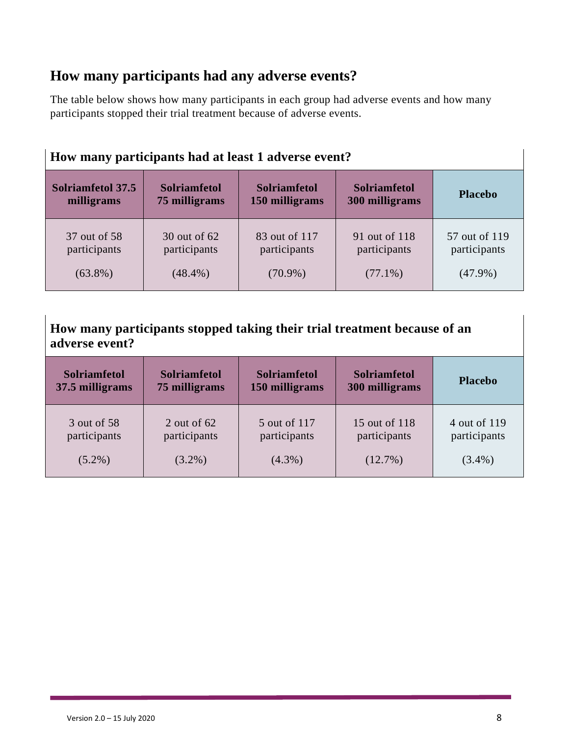## How many participants had any adverse events?

The table below shows how many participants in each group had adverse events and how many participants stopped their trial treatment because of adverse events.

### How many participants had at least 1 adverse event?

| Solriamfetol 37.5 milligrams | Solriamfetol 75 milligrams | Solriamfetol 150 milligrams | Solriamfetol 300 milligrams | Placebo |
|---|---|---|---|---|
| 37 out of 58 participants (63.8%) | 30 out of 62 participants (48.4%) | 83 out of 117 participants (70.9%) | 91 out of 118 participants (77.1%) | 57 out of 119 participants (47.9%) |

### How many participants stopped taking their trial treatment because of an adverse event?

| Solriamfetol 37.5 milligrams | Solriamfetol 75 milligrams | Solriamfetol 150 milligrams | Solriamfetol 300 milligrams | Placebo |
|---|---|---|---|---|
| 3 out of 58 participants (5.2%) | 2 out of 62 participants (3.2%) | 5 out of 117 participants (4.3%) | 15 out of 118 participants (12.7%) | 4 out of 119 participants (3.4%) |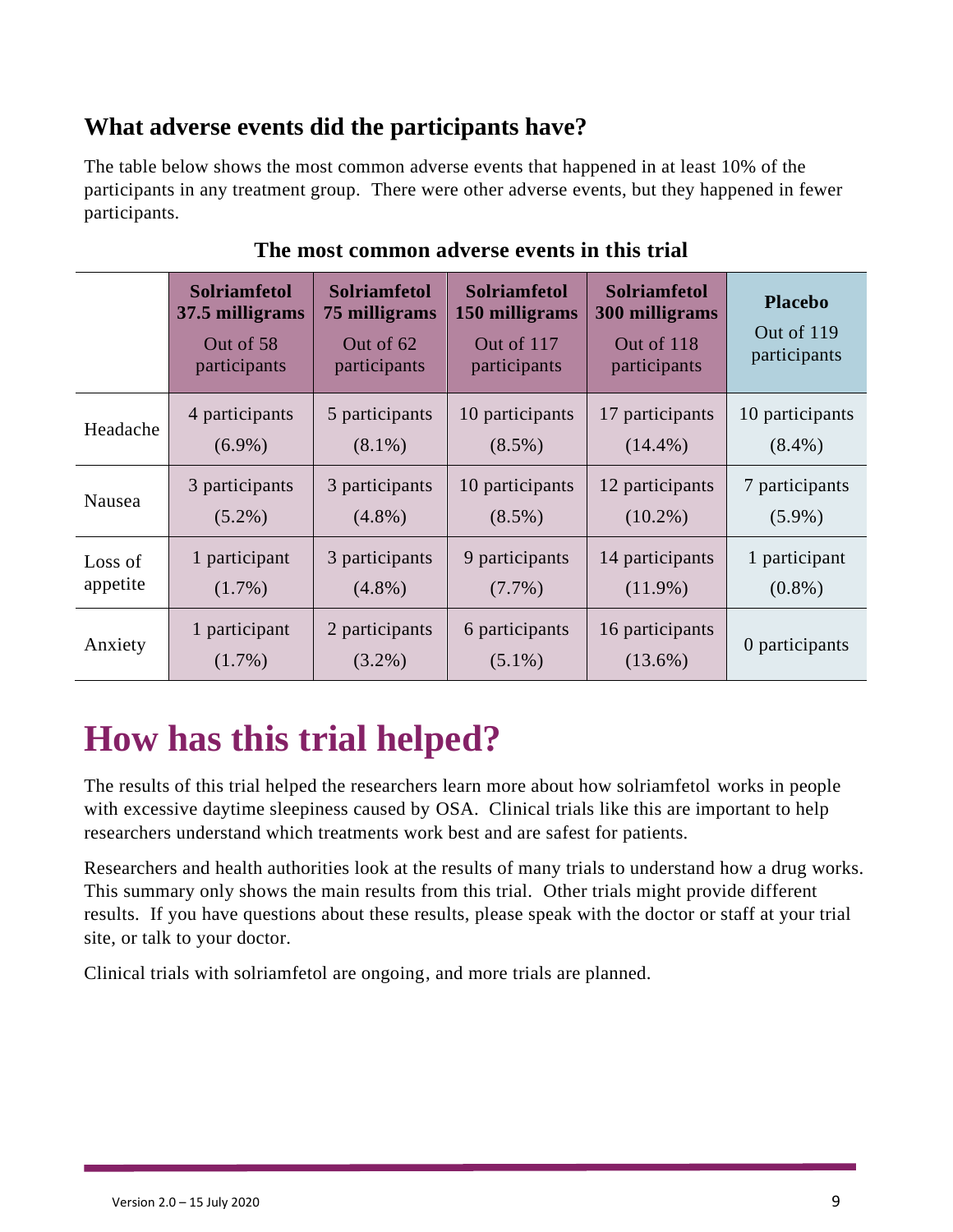### What adverse events did the participants have?

The table below shows the most common adverse events that happened in at least 10% of the participants in any treatment group. There were other adverse events, but they happened in fewer participants.

**The most common adverse events in this trial**

| | **Solriamfetol 37.5 milligrams** Out of 58 participants | **Solriamfetol 75 milligrams** Out of 62 participants | **Solriamfetol 150 milligrams** Out of 117 participants | **Solriamfetol 300 milligrams** Out of 118 participants | **Placebo** Out of 119 participants |
|---|---|---|---|---|---|
| Headache | 4 participants (6.9%) | 5 participants (8.1%) | 10 participants (8.5%) | 17 participants (14.4%) | 10 participants (8.4%) |
| Nausea | 3 participants (5.2%) | 3 participants (4.8%) | 10 participants (8.5%) | 12 participants (10.2%) | 7 participants (5.9%) |
| Loss of appetite | 1 participant (1.7%) | 3 participants (4.8%) | 9 participants (7.7%) | 14 participants (11.9%) | 1 participant (0.8%) |
| Anxiety | 1 participant (1.7%) | 2 participants (3.2%) | 6 participants (5.1%) | 16 participants (13.6%) | 0 participants |

# How has this trial helped?

The results of this trial helped the researchers learn more about how solriamfetol works in people with excessive daytime sleepiness caused by OSA. Clinical trials like this are important to help researchers understand which treatments work best and are safest for patients.

Researchers and health authorities look at the results of many trials to understand how a drug works. This summary only shows the main results from this trial. Other trials might provide different results. If you have questions about these results, please speak with the doctor or staff at your trial site, or talk to your doctor.

Clinical trials with solriamfetol are ongoing, and more trials are planned.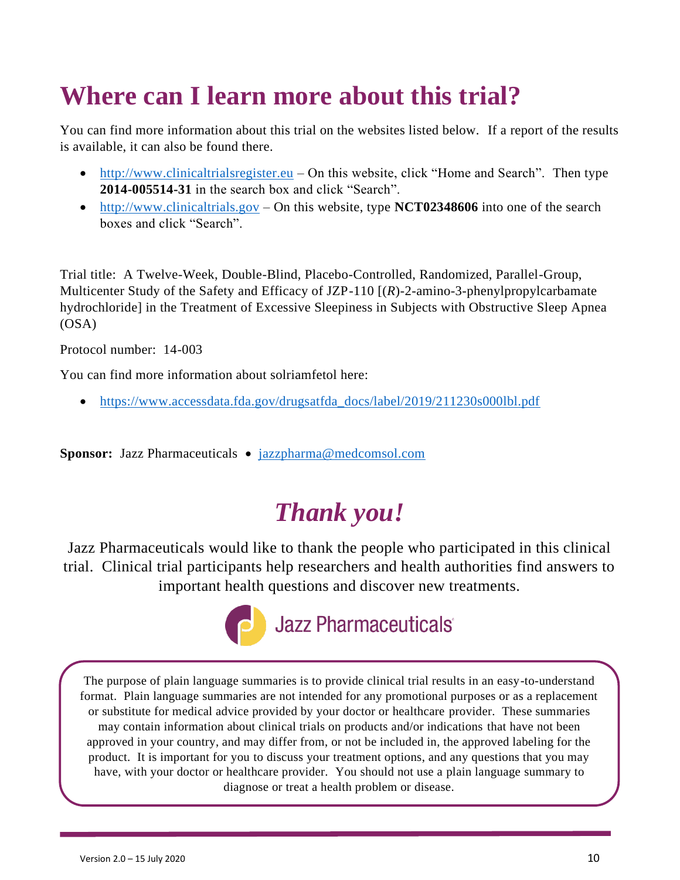# Where can I learn more about this trial?

You can find more information about this trial on the websites listed below. If a report of the results is available, it can also be found there.

- http://www.clinicaltrialsregister.eu – On this website, click "Home and Search". Then type **2014-005514-31** in the search box and click "Search".
- http://www.clinicaltrials.gov – On this website, type **NCT02348606** into one of the search boxes and click "Search".

Trial title: A Twelve-Week, Double-Blind, Placebo-Controlled, Randomized, Parallel-Group, Multicenter Study of the Safety and Efficacy of JZP-110 [(*R*)-2-amino-3-phenylpropylcarbamate hydrochloride] in the Treatment of Excessive Sleepiness in Subjects with Obstructive Sleep Apnea (OSA)

Protocol number: 14-003

You can find more information about solriamfetol here:

- https://www.accessdata.fda.gov/drugsatfda_docs/label/2019/211230s000lbl.pdf

**Sponsor:** Jazz Pharmaceuticals • jazzpharma@medcomsol.com

## *Thank you!*

Jazz Pharmaceuticals would like to thank the people who participated in this clinical trial. Clinical trial participants help researchers and health authorities find answers to important health questions and discover new treatments.

Jazz Pharmaceuticals

The purpose of plain language summaries is to provide clinical trial results in an easy-to-understand format. Plain language summaries are not intended for any promotional purposes or as a replacement or substitute for medical advice provided by your doctor or healthcare provider. These summaries may contain information about clinical trials on products and/or indications that have not been approved in your country, and may differ from, or not be included in, the approved labeling for the product. It is important for you to discuss your treatment options, and any questions that you may have, with your doctor or healthcare provider. You should not use a plain language summary to diagnose or treat a health problem or disease.

Version 2.0 – 15 July 2020